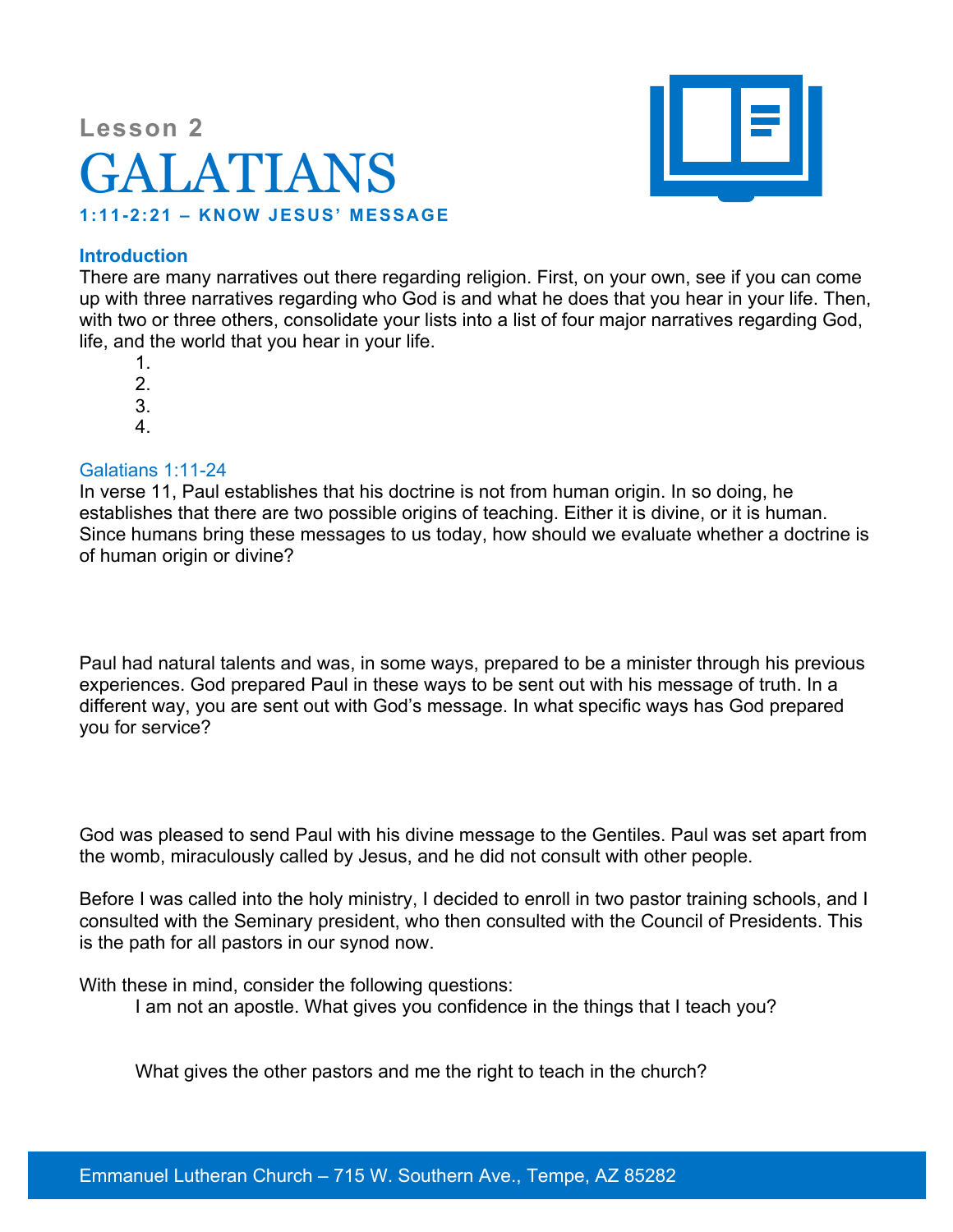Lesson 2

# GALATIANS

**1:11-2:21 – KNOW JESUS' MESSAGE**

### Introduction

There are many narratives out there regarding religion. First, on your own, see if you can come up with three narratives regarding who God is and what he does that you hear in your life. Then, with two or three others, consolidate your lists into a list of four major narratives regarding God, life, and the world that you hear in your life.

1.
2.
3.
4.

### Galatians 1:11-24

In verse 11, Paul establishes that his doctrine is not from human origin. In so doing, he establishes that there are two possible origins of teaching. Either it is divine, or it is human. Since humans bring these messages to us today, how should we evaluate whether a doctrine is of human origin or divine?

Paul had natural talents and was, in some ways, prepared to be a minister through his previous experiences. God prepared Paul in these ways to be sent out with his message of truth. In a different way, you are sent out with God's message. In what specific ways has God prepared you for service?

God was pleased to send Paul with his divine message to the Gentiles. Paul was set apart from the womb, miraculously called by Jesus, and he did not consult with other people.

Before I was called into the holy ministry, I decided to enroll in two pastor training schools, and I consulted with the Seminary president, who then consulted with the Council of Presidents. This is the path for all pastors in our synod now.

With these in mind, consider the following questions:

I am not an apostle. What gives you confidence in the things that I teach you?

What gives the other pastors and me the right to teach in the church?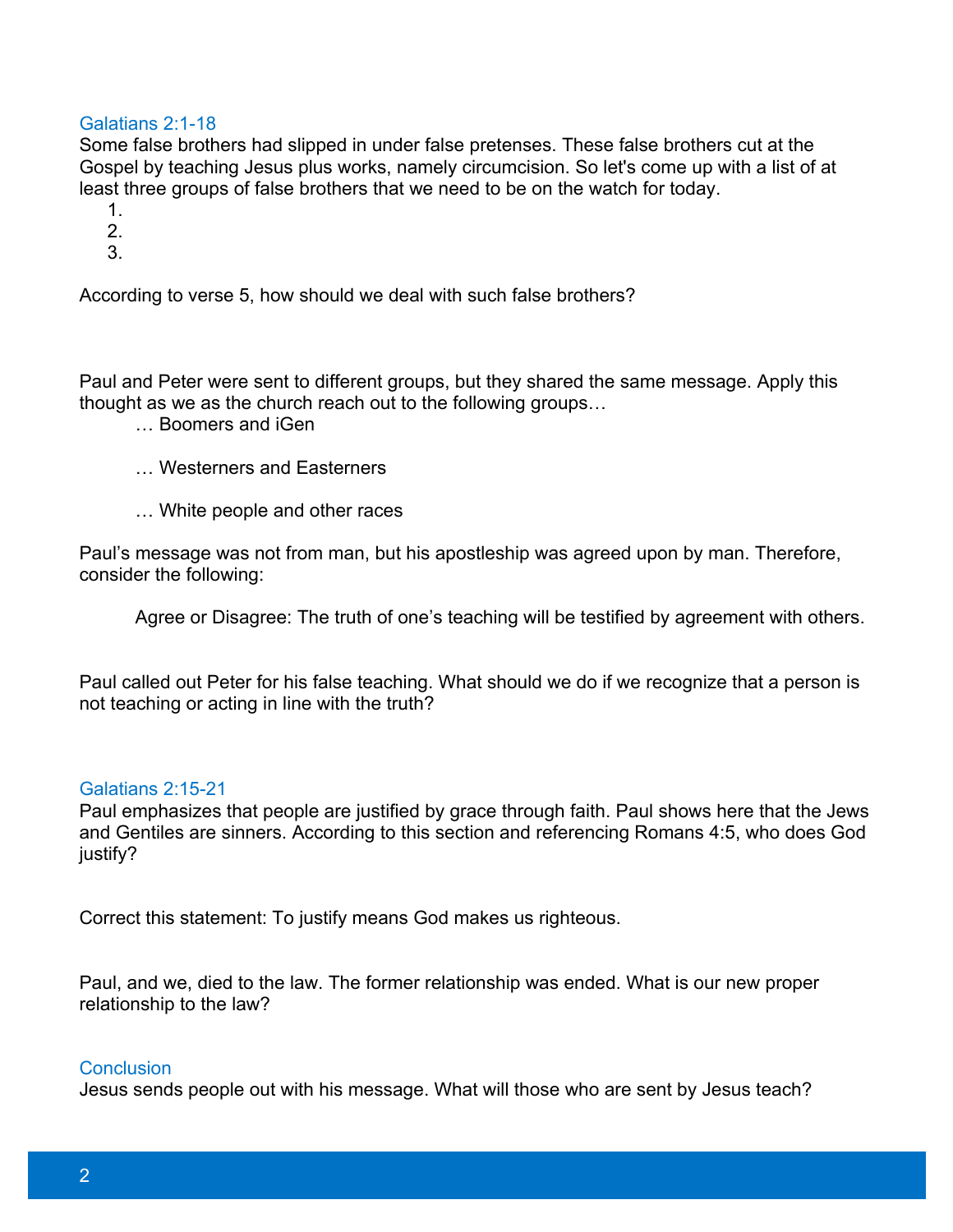## Galatians 2:1-18

Some false brothers had slipped in under false pretenses. These false brothers cut at the Gospel by teaching Jesus plus works, namely circumcision. So let's come up with a list of at least three groups of false brothers that we need to be on the watch for today.

1.
2.
3.

According to verse 5, how should we deal with such false brothers?

Paul and Peter were sent to different groups, but they shared the same message. Apply this thought as we as the church reach out to the following groups…

… Boomers and iGen

… Westerners and Easterners

… White people and other races

Paul's message was not from man, but his apostleship was agreed upon by man. Therefore, consider the following:

Agree or Disagree: The truth of one's teaching will be testified by agreement with others.

Paul called out Peter for his false teaching. What should we do if we recognize that a person is not teaching or acting in line with the truth?

## Galatians 2:15-21

Paul emphasizes that people are justified by grace through faith. Paul shows here that the Jews and Gentiles are sinners. According to this section and referencing Romans 4:5, who does God justify?

Correct this statement: To justify means God makes us righteous.

Paul, and we, died to the law. The former relationship was ended. What is our new proper relationship to the law?

## Conclusion

Jesus sends people out with his message. What will those who are sent by Jesus teach?